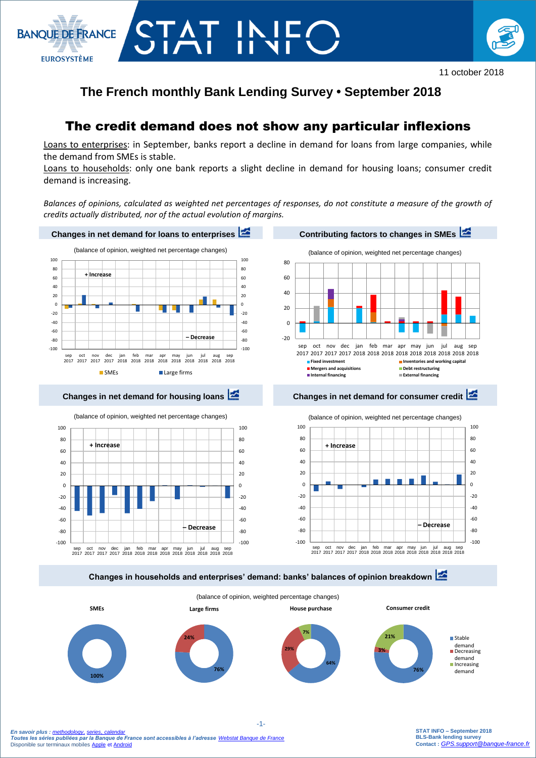11 october 2018

# The French monthly Bank Lending Survey • September 2018

## The credit demand does not show any particular inflexions

Loans to enterprises: in September, banks report a decline in demand for loans from large companies, while the demand from SMEs is stable.

Loans to households: only one bank reports a slight decline in demand for housing loans; consumer credit demand is increasing.

*Balances of opinions, calculated as weighted net percentages of responses, do not constitute a measure of the growth of credits actually distributed, nor of the actual evolution of margins.*

### Changes in net demand for loans to enterprises

(balance of opinion, weighted net percentage changes)

### Contributing factors to changes in SMEs

(balance of opinion, weighted net percentage changes)

### Changes in net demand for housing loans

(balance of opinion, weighted net percentage changes)

### Changes in net demand for consumer credit

(balance of opinion, weighted net percentage changes)

### Changes in households and enterprises' demand: banks' balances of opinion breakdown

(balance of opinion, weighted percentage changes)

| | SMEs | Large firms | House purchase | Consumer credit |
|---|---|---|---|---|
| Stable demand | 100% | 76% | 64% | 76% |
| Decreasing demand | | 24% | 29% | 3% |
| Increasing demand | | | 7% | 21% |

*En savoir plus : methodology, series, calendar*
*Toutes les séries publiées par la Banque de France sont accessibles à l'adresse Webstat Banque de France*
Disponible sur terminaux mobiles Apple et Android

STAT INFO – September 2018
BLS-Bank lending survey
Contact : GPS.support@banque-france.fr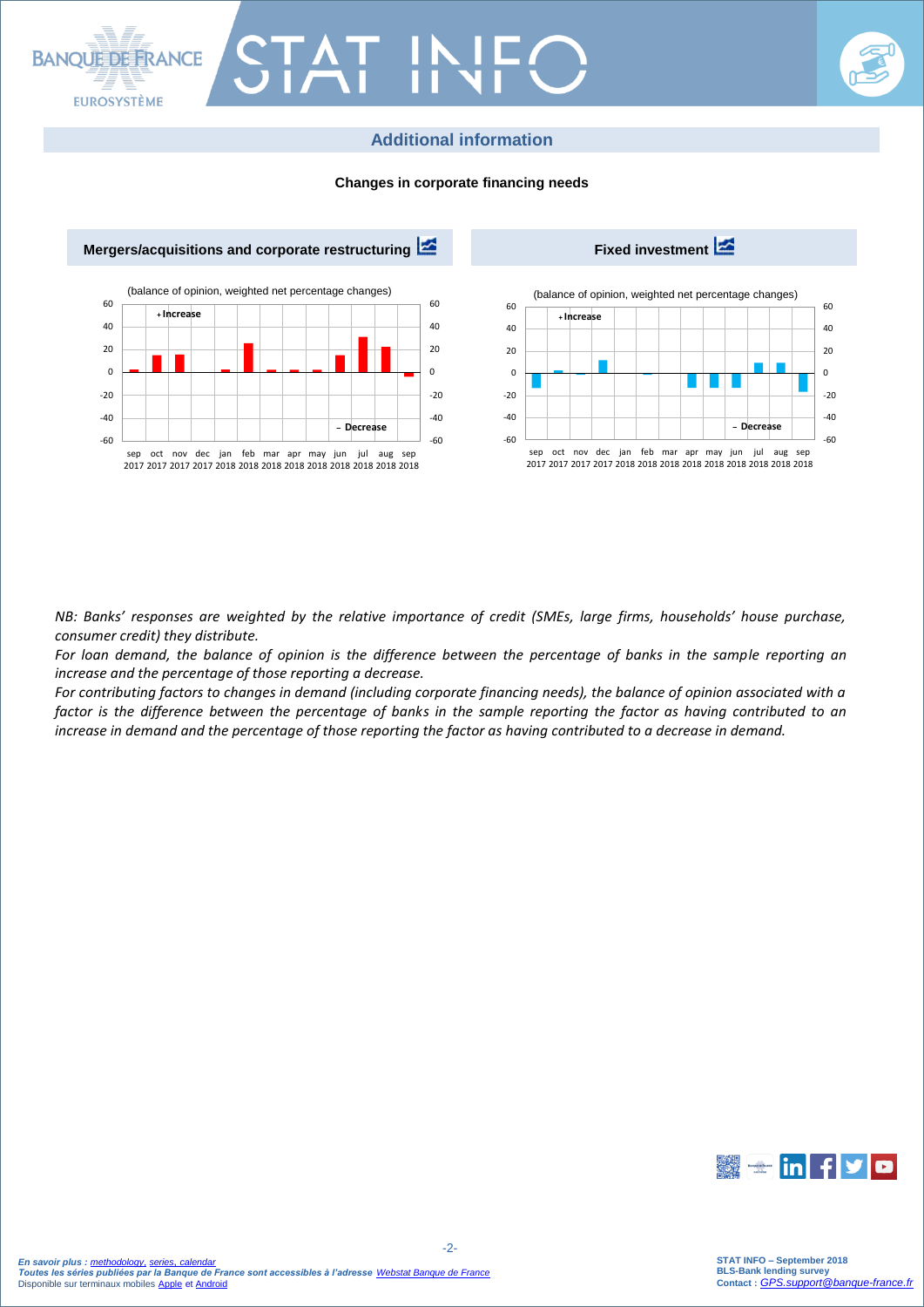## Additional information

**Changes in corporate financing needs**

**Mergers/acquisitions and corporate restructuring**

(balance of opinion, weighted net percentage changes)

60
40
20
0
-20
-40
-60

+ Increase
– Decrease

sep 2017 oct 2017 nov 2017 dec 2017 jan 2018 feb 2018 mar 2018 apr 2018 may 2018 jun 2018 jul 2018 aug 2018 sep 2018

**Fixed investment**

(balance of opinion, weighted net percentage changes)

60
40
20
0
-20
-40
-60

+ Increase
– Decrease

sep 2017 oct 2017 nov 2017 dec 2017 jan 2018 feb 2018 mar 2018 apr 2018 may 2018 jun 2018 jul 2018 aug 2018 sep 2018

*NB: Banks' responses are weighted by the relative importance of credit (SMEs, large firms, households' house purchase, consumer credit) they distribute.*

*For loan demand, the balance of opinion is the difference between the percentage of banks in the sample reporting an increase and the percentage of those reporting a decrease.*

*For contributing factors to changes in demand (including corporate financing needs), the balance of opinion associated with a factor is the difference between the percentage of banks in the sample reporting the factor as having contributed to an increase in demand and the percentage of those reporting the factor as having contributed to a decrease in demand.*

*En savoir plus : methodology, series, calendar*
*Toutes les séries publiées par la Banque de France sont accessibles à l'adresse Webstat Banque de France*
Disponible sur terminaux mobiles Apple et Android

STAT INFO – September 2018
BLS-Bank lending survey
Contact : *GPS.support@banque-france.fr*